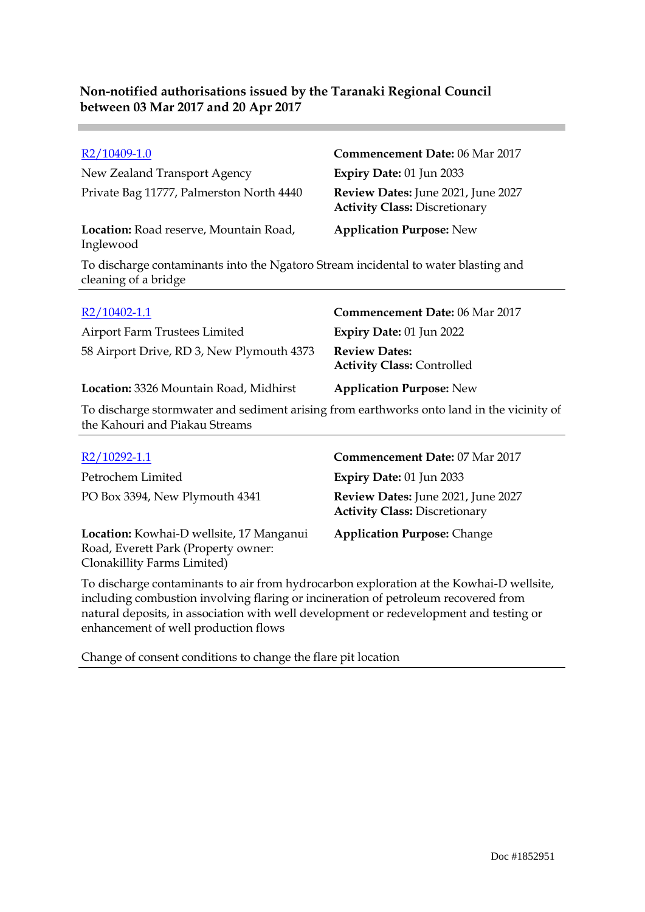**Non-notified authorisations issued by the Taranaki Regional Council between 03 Mar 2017 and 20 Apr 2017**

---

| | |
|---|---|
| R2/10409-1.0 | **Commencement Date:** 06 Mar 2017 |
| New Zealand Transport Agency | **Expiry Date:** 01 Jun 2033 |
| Private Bag 11777, Palmerston North 4440 | **Review Dates:** June 2021, June 2027<br>**Activity Class:** Discretionary |
| **Location:** Road reserve, Mountain Road, Inglewood | **Application Purpose:** New |

To discharge contaminants into the Ngatoro Stream incidental to water blasting and cleaning of a bridge

---

| | |
|---|---|
| R2/10402-1.1 | **Commencement Date:** 06 Mar 2017 |
| Airport Farm Trustees Limited | **Expiry Date:** 01 Jun 2022 |
| 58 Airport Drive, RD 3, New Plymouth 4373 | **Review Dates:**<br>**Activity Class:** Controlled |
| **Location:** 3326 Mountain Road, Midhirst | **Application Purpose:** New |

To discharge stormwater and sediment arising from earthworks onto land in the vicinity of the Kahouri and Piakau Streams

---

| | |
|---|---|
| R2/10292-1.1 | **Commencement Date:** 07 Mar 2017 |
| Petrochem Limited | **Expiry Date:** 01 Jun 2033 |
| PO Box 3394, New Plymouth 4341 | **Review Dates:** June 2021, June 2027<br>**Activity Class:** Discretionary |
| **Location:** Kowhai-D wellsite, 17 Manganui Road, Everett Park (Property owner: Clonakillity Farms Limited) | **Application Purpose:** Change |

To discharge contaminants to air from hydrocarbon exploration at the Kowhai-D wellsite, including combustion involving flaring or incineration of petroleum recovered from natural deposits, in association with well development or redevelopment and testing or enhancement of well production flows

Change of consent conditions to change the flare pit location

---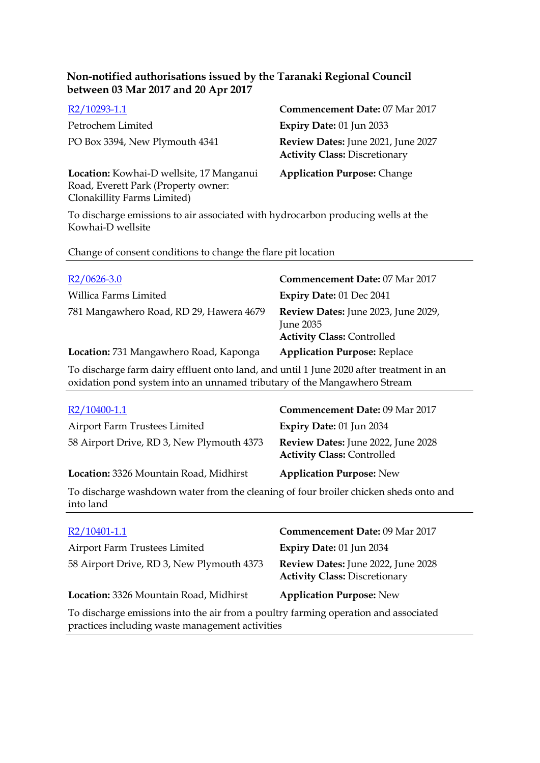**Non-notified authorisations issued by the Taranaki Regional Council between 03 Mar 2017 and 20 Apr 2017**

[R2/10293-1.1]

Petrochem Limited

PO Box 3394, New Plymouth 4341

**Commencement Date:** 07 Mar 2017

**Expiry Date:** 01 Jun 2033

**Review Dates:** June 2021, June 2027

**Activity Class:** Discretionary

**Location:** Kowhai-D wellsite, 17 Manganui Road, Everett Park (Property owner: Clonakillity Farms Limited)

**Application Purpose:** Change

To discharge emissions to air associated with hydrocarbon producing wells at the Kowhai-D wellsite

Change of consent conditions to change the flare pit location

---

[R2/0626-3.0]

Willica Farms Limited

781 Mangawhero Road, RD 29, Hawera 4679

**Commencement Date:** 07 Mar 2017

**Expiry Date:** 01 Dec 2041

**Review Dates:** June 2023, June 2029, June 2035

**Activity Class:** Controlled

**Location:** 731 Mangawhero Road, Kaponga

**Application Purpose:** Replace

To discharge farm dairy effluent onto land, and until 1 June 2020 after treatment in an oxidation pond system into an unnamed tributary of the Mangawhero Stream

---

[R2/10400-1.1]

Airport Farm Trustees Limited

58 Airport Drive, RD 3, New Plymouth 4373

**Commencement Date:** 09 Mar 2017

**Expiry Date:** 01 Jun 2034

**Review Dates:** June 2022, June 2028

**Activity Class:** Controlled

**Location:** 3326 Mountain Road, Midhirst

**Application Purpose:** New

To discharge washdown water from the cleaning of four broiler chicken sheds onto and into land

---

[R2/10401-1.1]

Airport Farm Trustees Limited

58 Airport Drive, RD 3, New Plymouth 4373

**Commencement Date:** 09 Mar 2017

**Expiry Date:** 01 Jun 2034

**Review Dates:** June 2022, June 2028

**Activity Class:** Discretionary

**Location:** 3326 Mountain Road, Midhirst

**Application Purpose:** New

To discharge emissions into the air from a poultry farming operation and associated practices including waste management activities

---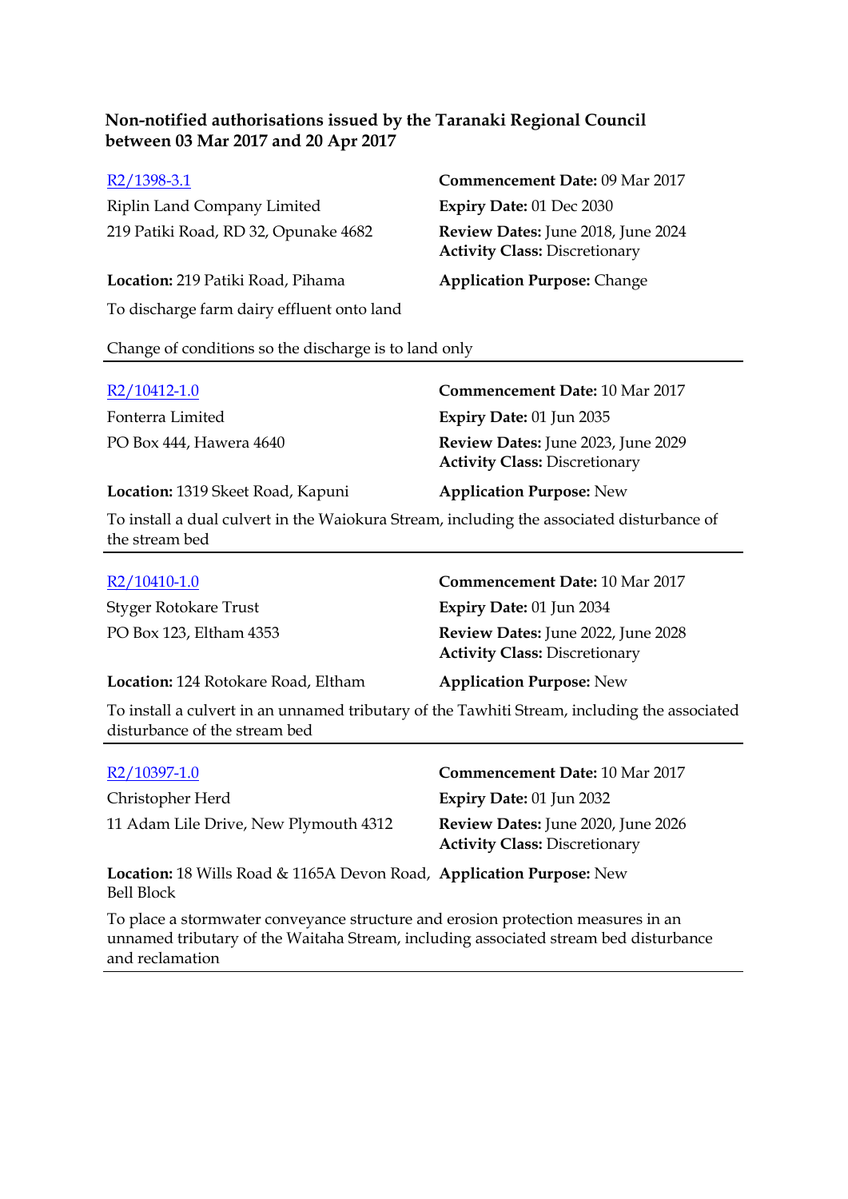**Non-notified authorisations issued by the Taranaki Regional Council between 03 Mar 2017 and 20 Apr 2017**

R2/1398-3.1
Riplin Land Company Limited
219 Patiki Road, RD 32, Opunake 4682

**Commencement Date:** 09 Mar 2017
**Expiry Date:** 01 Dec 2030
**Review Dates:** June 2018, June 2024
**Activity Class:** Discretionary

**Location:** 219 Patiki Road, Pihama
**Application Purpose:** Change

To discharge farm dairy effluent onto land

Change of conditions so the discharge is to land only

---

R2/10412-1.0
Fonterra Limited
PO Box 444, Hawera 4640

**Commencement Date:** 10 Mar 2017
**Expiry Date:** 01 Jun 2035
**Review Dates:** June 2023, June 2029
**Activity Class:** Discretionary

**Location:** 1319 Skeet Road, Kapuni
**Application Purpose:** New

To install a dual culvert in the Waiokura Stream, including the associated disturbance of the stream bed

---

R2/10410-1.0
Styger Rotokare Trust
PO Box 123, Eltham 4353

**Commencement Date:** 10 Mar 2017
**Expiry Date:** 01 Jun 2034
**Review Dates:** June 2022, June 2028
**Activity Class:** Discretionary

**Location:** 124 Rotokare Road, Eltham
**Application Purpose:** New

To install a culvert in an unnamed tributary of the Tawhiti Stream, including the associated disturbance of the stream bed

---

R2/10397-1.0
Christopher Herd
11 Adam Lile Drive, New Plymouth 4312

**Commencement Date:** 10 Mar 2017
**Expiry Date:** 01 Jun 2032
**Review Dates:** June 2020, June 2026
**Activity Class:** Discretionary

**Location:** 18 Wills Road & 1165A Devon Road, Bell Block
**Application Purpose:** New

To place a stormwater conveyance structure and erosion protection measures in an unnamed tributary of the Waitaha Stream, including associated stream bed disturbance and reclamation

---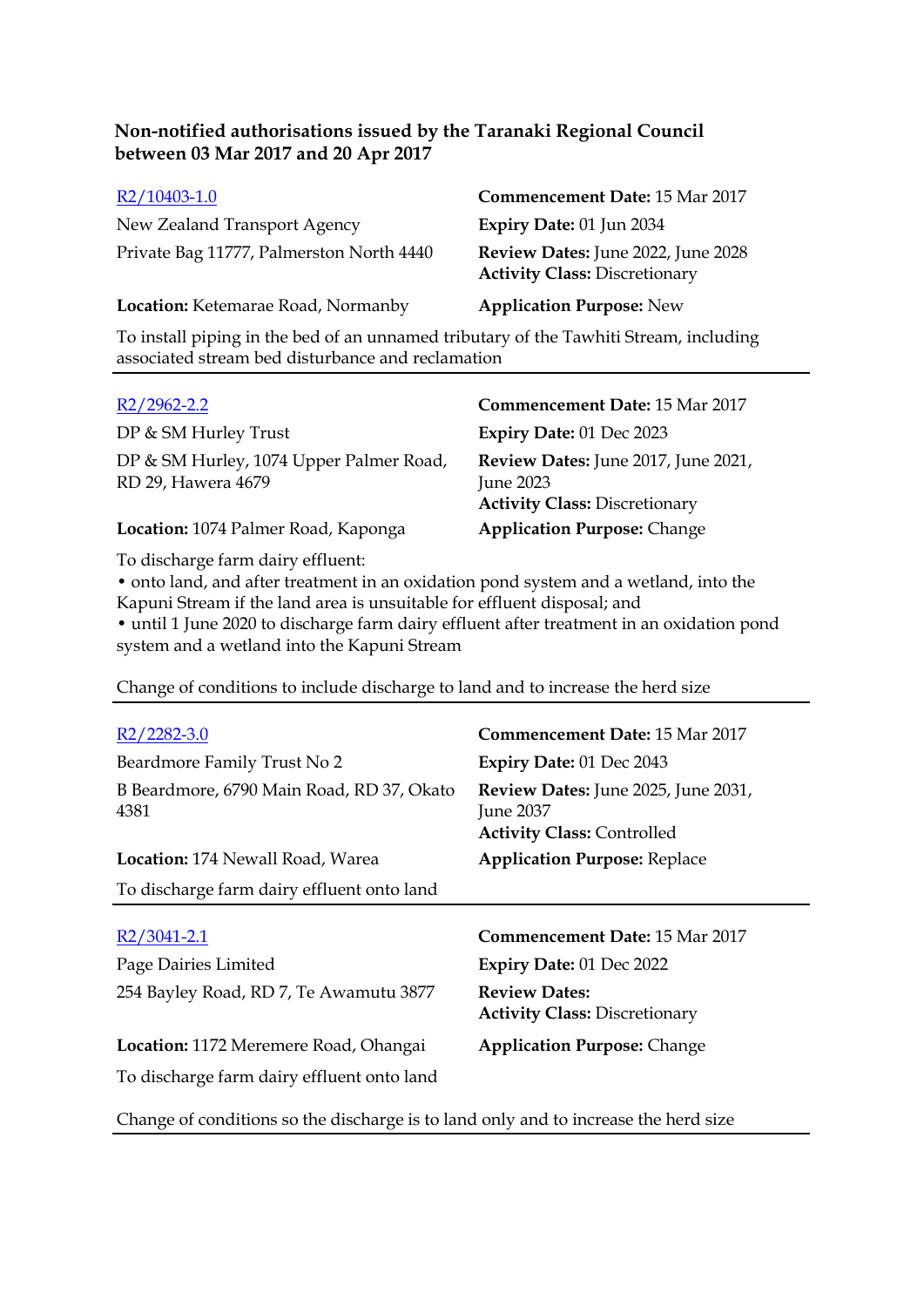**Non-notified authorisations issued by the Taranaki Regional Council between 03 Mar 2017 and 20 Apr 2017**

[R2/10403-1.0](#)
New Zealand Transport Agency
Private Bag 11777, Palmerston North 4440

**Commencement Date:** 15 Mar 2017
**Expiry Date:** 01 Jun 2034
**Review Dates:** June 2022, June 2028
**Activity Class:** Discretionary

**Location:** Ketemarae Road, Normanby
**Application Purpose:** New

To install piping in the bed of an unnamed tributary of the Tawhiti Stream, including associated stream bed disturbance and reclamation

---

[R2/2962-2.2](#)
DP & SM Hurley Trust
DP & SM Hurley, 1074 Upper Palmer Road, RD 29, Hawera 4679

**Commencement Date:** 15 Mar 2017
**Expiry Date:** 01 Dec 2023
**Review Dates:** June 2017, June 2021, June 2023
**Activity Class:** Discretionary

**Location:** 1074 Palmer Road, Kaponga
**Application Purpose:** Change

To discharge farm dairy effluent:
- onto land, and after treatment in an oxidation pond system and a wetland, into the Kapuni Stream if the land area is unsuitable for effluent disposal; and
- until 1 June 2020 to discharge farm dairy effluent after treatment in an oxidation pond system and a wetland into the Kapuni Stream

Change of conditions to include discharge to land and to increase the herd size

---

[R2/2282-3.0](#)
Beardmore Family Trust No 2
B Beardmore, 6790 Main Road, RD 37, Okato 4381

**Commencement Date:** 15 Mar 2017
**Expiry Date:** 01 Dec 2043
**Review Dates:** June 2025, June 2031, June 2037
**Activity Class:** Controlled

**Location:** 174 Newall Road, Warea
**Application Purpose:** Replace

To discharge farm dairy effluent onto land

---

[R2/3041-2.1](#)
Page Dairies Limited
254 Bayley Road, RD 7, Te Awamutu 3877

**Commencement Date:** 15 Mar 2017
**Expiry Date:** 01 Dec 2022
**Review Dates:**
**Activity Class:** Discretionary

**Location:** 1172 Meremere Road, Ohangai
**Application Purpose:** Change

To discharge farm dairy effluent onto land

Change of conditions so the discharge is to land only and to increase the herd size

---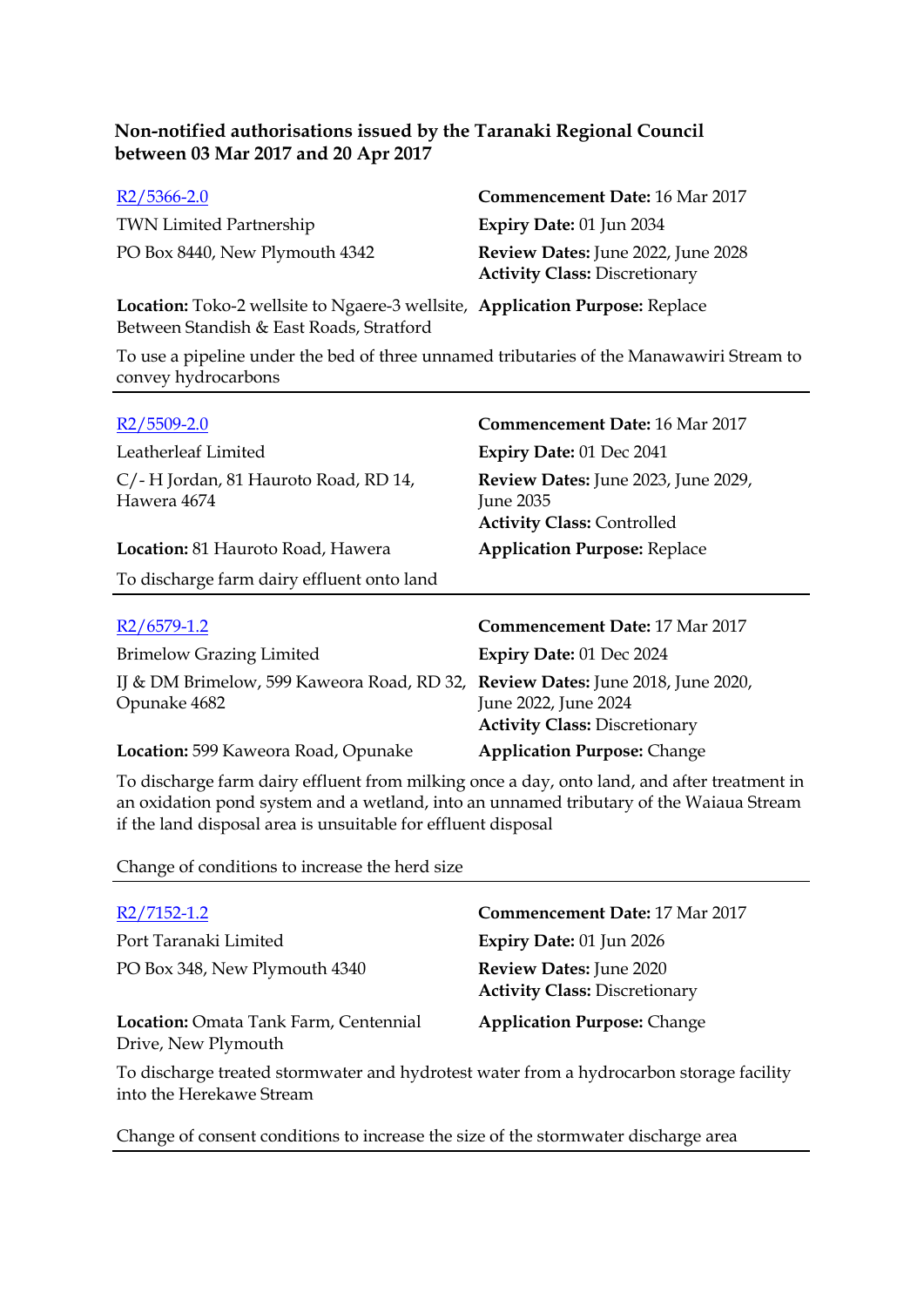**Non-notified authorisations issued by the Taranaki Regional Council between 03 Mar 2017 and 20 Apr 2017**

R2/5366-2.0
TWN Limited Partnership
PO Box 8440, New Plymouth 4342

**Commencement Date:** 16 Mar 2017
**Expiry Date:** 01 Jun 2034
**Review Dates:** June 2022, June 2028
**Activity Class:** Discretionary

**Location:** Toko-2 wellsite to Ngaere-3 wellsite, Between Standish & East Roads, Stratford
**Application Purpose:** Replace

To use a pipeline under the bed of three unnamed tributaries of the Manawawiri Stream to convey hydrocarbons

---

R2/5509-2.0
Leatherleaf Limited
C/- H Jordan, 81 Hauroto Road, RD 14, Hawera 4674

**Commencement Date:** 16 Mar 2017
**Expiry Date:** 01 Dec 2041
**Review Dates:** June 2023, June 2029, June 2035
**Activity Class:** Controlled

**Location:** 81 Hauroto Road, Hawera
**Application Purpose:** Replace

To discharge farm dairy effluent onto land

---

R2/6579-1.2
Brimelow Grazing Limited
IJ & DM Brimelow, 599 Kaweora Road, RD 32, Opunake 4682

**Commencement Date:** 17 Mar 2017
**Expiry Date:** 01 Dec 2024
**Review Dates:** June 2018, June 2020, June 2022, June 2024
**Activity Class:** Discretionary

**Location:** 599 Kaweora Road, Opunake
**Application Purpose:** Change

To discharge farm dairy effluent from milking once a day, onto land, and after treatment in an oxidation pond system and a wetland, into an unnamed tributary of the Waiaua Stream if the land disposal area is unsuitable for effluent disposal

Change of conditions to increase the herd size

---

R2/7152-1.2
Port Taranaki Limited
PO Box 348, New Plymouth 4340

**Commencement Date:** 17 Mar 2017
**Expiry Date:** 01 Jun 2026
**Review Dates:** June 2020
**Activity Class:** Discretionary

**Location:** Omata Tank Farm, Centennial Drive, New Plymouth
**Application Purpose:** Change

To discharge treated stormwater and hydrotest water from a hydrocarbon storage facility into the Herekawe Stream

Change of consent conditions to increase the size of the stormwater discharge area

---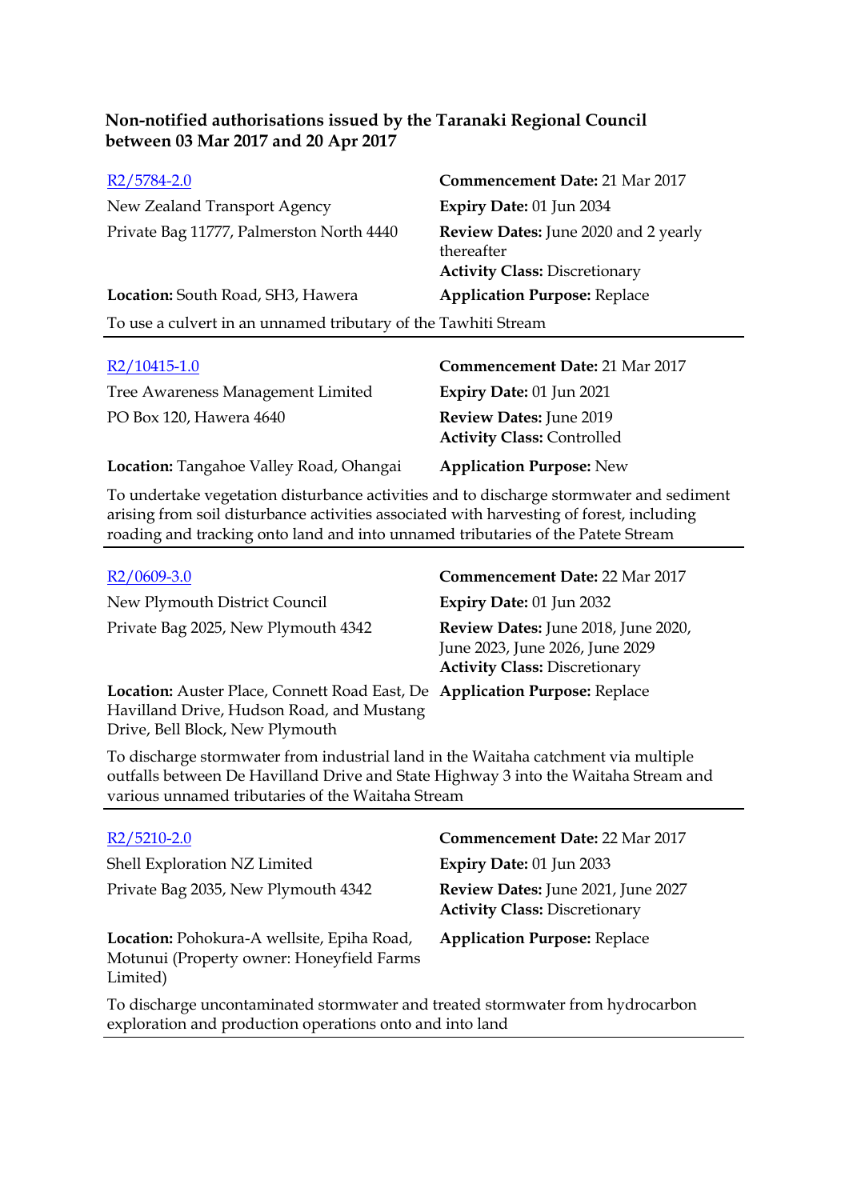**Non-notified authorisations issued by the Taranaki Regional Council between 03 Mar 2017 and 20 Apr 2017**

| | |
|---|---|
| R2/5784-2.0 | **Commencement Date:** 21 Mar 2017 |
| New Zealand Transport Agency | **Expiry Date:** 01 Jun 2034 |
| Private Bag 11777, Palmerston North 4440 | **Review Dates:** June 2020 and 2 yearly thereafter<br>**Activity Class:** Discretionary |
| **Location:** South Road, SH3, Hawera | **Application Purpose:** Replace |

To use a culvert in an unnamed tributary of the Tawhiti Stream

---

| | |
|---|---|
| R2/10415-1.0 | **Commencement Date:** 21 Mar 2017 |
| Tree Awareness Management Limited | **Expiry Date:** 01 Jun 2021 |
| PO Box 120, Hawera 4640 | **Review Dates:** June 2019<br>**Activity Class:** Controlled |
| **Location:** Tangahoe Valley Road, Ohangai | **Application Purpose:** New |

To undertake vegetation disturbance activities and to discharge stormwater and sediment arising from soil disturbance activities associated with harvesting of forest, including roading and tracking onto land and into unnamed tributaries of the Patete Stream

---

| | |
|---|---|
| R2/0609-3.0 | **Commencement Date:** 22 Mar 2017 |
| New Plymouth District Council | **Expiry Date:** 01 Jun 2032 |
| Private Bag 2025, New Plymouth 4342 | **Review Dates:** June 2018, June 2020, June 2023, June 2026, June 2029<br>**Activity Class:** Discretionary |
| **Location:** Auster Place, Connett Road East, De Havilland Drive, Hudson Road, and Mustang Drive, Bell Block, New Plymouth | **Application Purpose:** Replace |

To discharge stormwater from industrial land in the Waitaha catchment via multiple outfalls between De Havilland Drive and State Highway 3 into the Waitaha Stream and various unnamed tributaries of the Waitaha Stream

---

| | |
|---|---|
| R2/5210-2.0 | **Commencement Date:** 22 Mar 2017 |
| Shell Exploration NZ Limited | **Expiry Date:** 01 Jun 2033 |
| Private Bag 2035, New Plymouth 4342 | **Review Dates:** June 2021, June 2027<br>**Activity Class:** Discretionary |
| **Location:** Pohokura-A wellsite, Epiha Road, Motunui (Property owner: Honeyfield Farms Limited) | **Application Purpose:** Replace |

To discharge uncontaminated stormwater and treated stormwater from hydrocarbon exploration and production operations onto and into land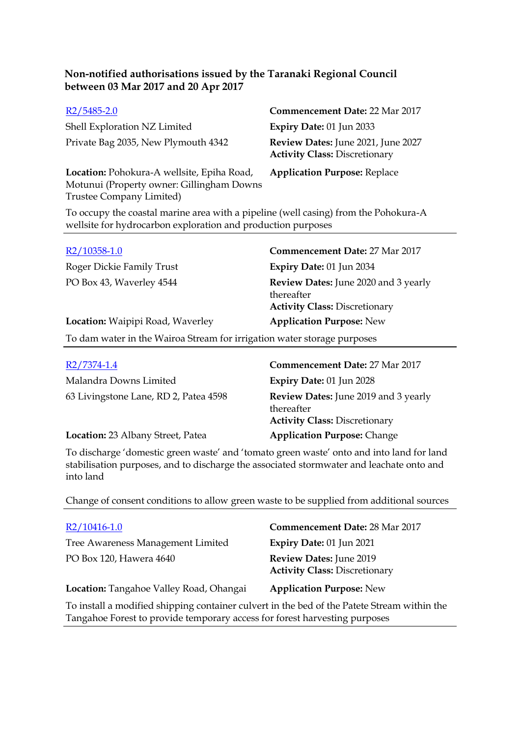**Non-notified authorisations issued by the Taranaki Regional Council between 03 Mar 2017 and 20 Apr 2017**

[R2/5485-2.0]

Shell Exploration NZ Limited
Private Bag 2035, New Plymouth 4342

**Commencement Date:** 22 Mar 2017
**Expiry Date:** 01 Jun 2033
**Review Dates:** June 2021, June 2027
**Activity Class:** Discretionary

**Location:** Pohokura-A wellsite, Epiha Road, Motunui (Property owner: Gillingham Downs Trustee Company Limited)

**Application Purpose:** Replace

To occupy the coastal marine area with a pipeline (well casing) from the Pohokura-A wellsite for hydrocarbon exploration and production purposes

---

[R2/10358-1.0]

Roger Dickie Family Trust
PO Box 43, Waverley 4544

**Commencement Date:** 27 Mar 2017
**Expiry Date:** 01 Jun 2034
**Review Dates:** June 2020 and 3 yearly thereafter
**Activity Class:** Discretionary

**Location:** Waipipi Road, Waverley

**Application Purpose:** New

To dam water in the Wairoa Stream for irrigation water storage purposes

---

[R2/7374-1.4]

Malandra Downs Limited
63 Livingstone Lane, RD 2, Patea 4598

**Commencement Date:** 27 Mar 2017
**Expiry Date:** 01 Jun 2028
**Review Dates:** June 2019 and 3 yearly thereafter
**Activity Class:** Discretionary

**Location:** 23 Albany Street, Patea

**Application Purpose:** Change

To discharge 'domestic green waste' and 'tomato green waste' onto and into land for land stabilisation purposes, and to discharge the associated stormwater and leachate onto and into land

Change of consent conditions to allow green waste to be supplied from additional sources

---

[R2/10416-1.0]

Tree Awareness Management Limited
PO Box 120, Hawera 4640

**Commencement Date:** 28 Mar 2017
**Expiry Date:** 01 Jun 2021
**Review Dates:** June 2019
**Activity Class:** Discretionary

**Location:** Tangahoe Valley Road, Ohangai

**Application Purpose:** New

To install a modified shipping container culvert in the bed of the Patete Stream within the Tangahoe Forest to provide temporary access for forest harvesting purposes

---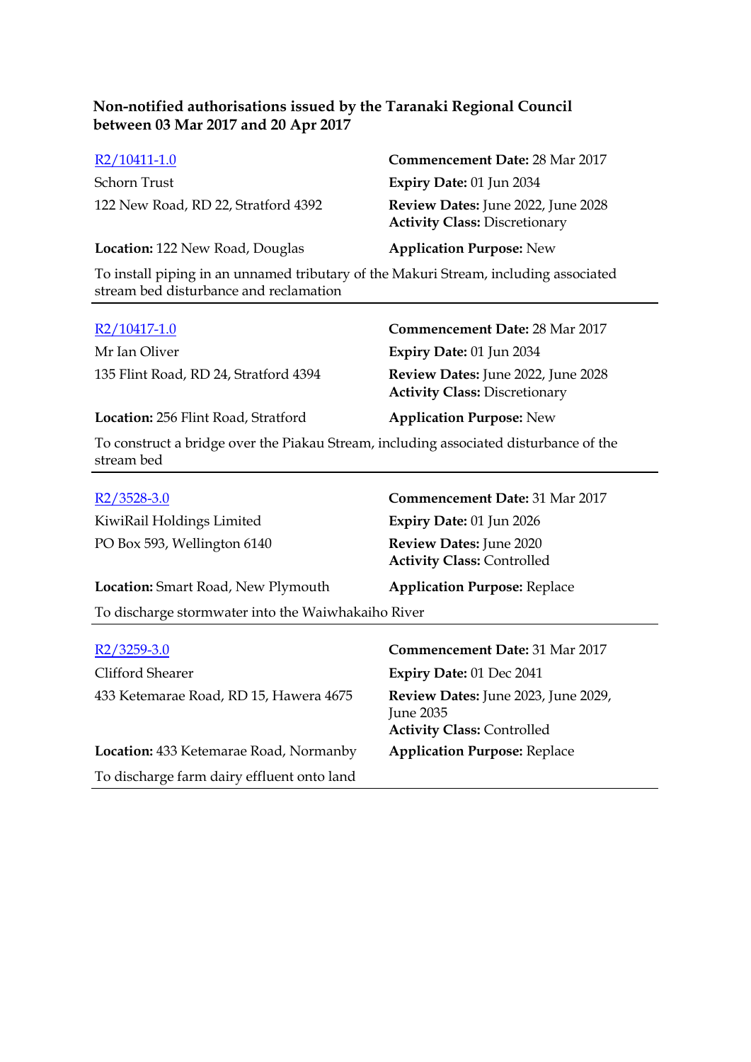**Non-notified authorisations issued by the Taranaki Regional Council between 03 Mar 2017 and 20 Apr 2017**

| | |
|---|---|
| R2/10411-1.0 | **Commencement Date:** 28 Mar 2017 |
| Schorn Trust | **Expiry Date:** 01 Jun 2034 |
| 122 New Road, RD 22, Stratford 4392 | **Review Dates:** June 2022, June 2028<br>**Activity Class:** Discretionary |
| **Location:** 122 New Road, Douglas | **Application Purpose:** New |

To install piping in an unnamed tributary of the Makuri Stream, including associated stream bed disturbance and reclamation

---

| | |
|---|---|
| R2/10417-1.0 | **Commencement Date:** 28 Mar 2017 |
| Mr Ian Oliver | **Expiry Date:** 01 Jun 2034 |
| 135 Flint Road, RD 24, Stratford 4394 | **Review Dates:** June 2022, June 2028<br>**Activity Class:** Discretionary |
| **Location:** 256 Flint Road, Stratford | **Application Purpose:** New |

To construct a bridge over the Piakau Stream, including associated disturbance of the stream bed

---

| | |
|---|---|
| R2/3528-3.0 | **Commencement Date:** 31 Mar 2017 |
| KiwiRail Holdings Limited | **Expiry Date:** 01 Jun 2026 |
| PO Box 593, Wellington 6140 | **Review Dates:** June 2020<br>**Activity Class:** Controlled |
| **Location:** Smart Road, New Plymouth | **Application Purpose:** Replace |

To discharge stormwater into the Waiwhakaiho River

---

| | |
|---|---|
| R2/3259-3.0 | **Commencement Date:** 31 Mar 2017 |
| Clifford Shearer | **Expiry Date:** 01 Dec 2041 |
| 433 Ketemarae Road, RD 15, Hawera 4675 | **Review Dates:** June 2023, June 2029, June 2035<br>**Activity Class:** Controlled |
| **Location:** 433 Ketemarae Road, Normanby | **Application Purpose:** Replace |

To discharge farm dairy effluent onto land

---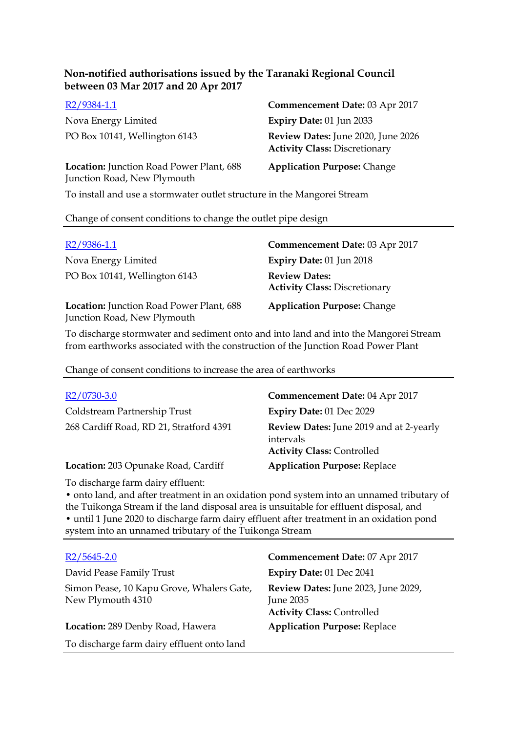**Non-notified authorisations issued by the Taranaki Regional Council between 03 Mar 2017 and 20 Apr 2017**

[R2/9384-1.1](R2/9384-1.1)
Nova Energy Limited
PO Box 10141, Wellington 6143

**Commencement Date:** 03 Apr 2017
**Expiry Date:** 01 Jun 2033
**Review Dates:** June 2020, June 2026
**Activity Class:** Discretionary

**Location:** Junction Road Power Plant, 688 Junction Road, New Plymouth
**Application Purpose:** Change

To install and use a stormwater outlet structure in the Mangorei Stream

Change of consent conditions to change the outlet pipe design

---

[R2/9386-1.1](R2/9386-1.1)
Nova Energy Limited
PO Box 10141, Wellington 6143

**Commencement Date:** 03 Apr 2017
**Expiry Date:** 01 Jun 2018
**Review Dates:**
**Activity Class:** Discretionary

**Location:** Junction Road Power Plant, 688 Junction Road, New Plymouth
**Application Purpose:** Change

To discharge stormwater and sediment onto and into land and into the Mangorei Stream from earthworks associated with the construction of the Junction Road Power Plant

Change of consent conditions to increase the area of earthworks

---

[R2/0730-3.0](R2/0730-3.0)
Coldstream Partnership Trust
268 Cardiff Road, RD 21, Stratford 4391

**Commencement Date:** 04 Apr 2017
**Expiry Date:** 01 Dec 2029
**Review Dates:** June 2019 and at 2-yearly intervals
**Activity Class:** Controlled

**Location:** 203 Opunake Road, Cardiff
**Application Purpose:** Replace

To discharge farm dairy effluent:

- onto land, and after treatment in an oxidation pond system into an unnamed tributary of the Tuikonga Stream if the land disposal area is unsuitable for effluent disposal, and
- until 1 June 2020 to discharge farm dairy effluent after treatment in an oxidation pond system into an unnamed tributary of the Tuikonga Stream

---

[R2/5645-2.0](R2/5645-2.0)
David Pease Family Trust
Simon Pease, 10 Kapu Grove, Whalers Gate, New Plymouth 4310

**Commencement Date:** 07 Apr 2017
**Expiry Date:** 01 Dec 2041
**Review Dates:** June 2023, June 2029, June 2035
**Activity Class:** Controlled

**Location:** 289 Denby Road, Hawera
**Application Purpose:** Replace

To discharge farm dairy effluent onto land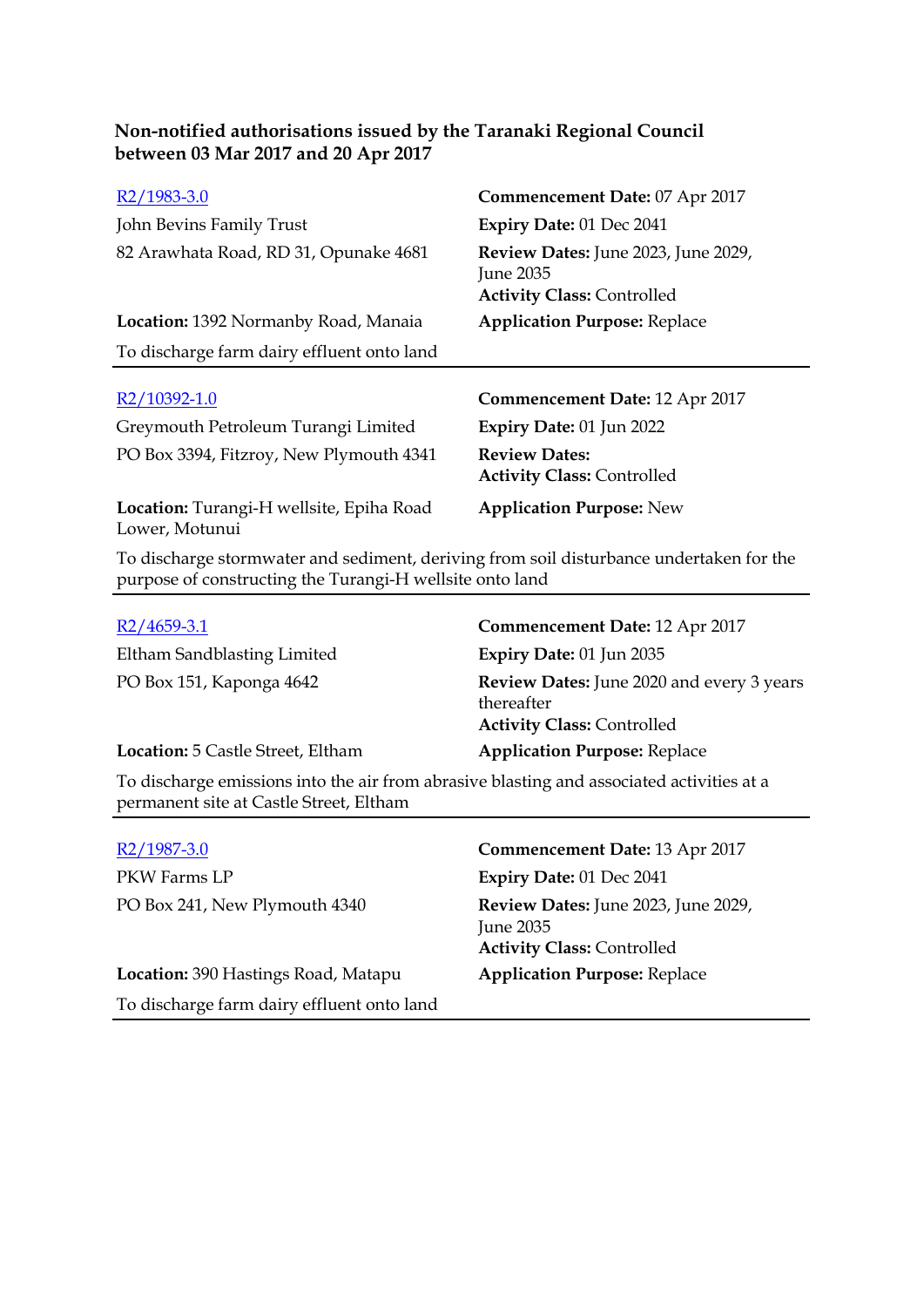**Non-notified authorisations issued by the Taranaki Regional Council between 03 Mar 2017 and 20 Apr 2017**

R2/1983-3.0
John Bevins Family Trust
82 Arawhata Road, RD 31, Opunake 4681
**Location:** 1392 Normanby Road, Manaia
**Commencement Date:** 07 Apr 2017
**Expiry Date:** 01 Dec 2041
**Review Dates:** June 2023, June 2029, June 2035
**Activity Class:** Controlled
**Application Purpose:** Replace

To discharge farm dairy effluent onto land

---

R2/10392-1.0
Greymouth Petroleum Turangi Limited
PO Box 3394, Fitzroy, New Plymouth 4341
**Location:** Turangi-H wellsite, Epiha Road Lower, Motunui
**Commencement Date:** 12 Apr 2017
**Expiry Date:** 01 Jun 2022
**Review Dates:**
**Activity Class:** Controlled
**Application Purpose:** New

To discharge stormwater and sediment, deriving from soil disturbance undertaken for the purpose of constructing the Turangi-H wellsite onto land

---

R2/4659-3.1
Eltham Sandblasting Limited
PO Box 151, Kaponga 4642
**Location:** 5 Castle Street, Eltham
**Commencement Date:** 12 Apr 2017
**Expiry Date:** 01 Jun 2035
**Review Dates:** June 2020 and every 3 years thereafter
**Activity Class:** Controlled
**Application Purpose:** Replace

To discharge emissions into the air from abrasive blasting and associated activities at a permanent site at Castle Street, Eltham

---

R2/1987-3.0
PKW Farms LP
PO Box 241, New Plymouth 4340
**Location:** 390 Hastings Road, Matapu
**Commencement Date:** 13 Apr 2017
**Expiry Date:** 01 Dec 2041
**Review Dates:** June 2023, June 2029, June 2035
**Activity Class:** Controlled
**Application Purpose:** Replace

To discharge farm dairy effluent onto land

---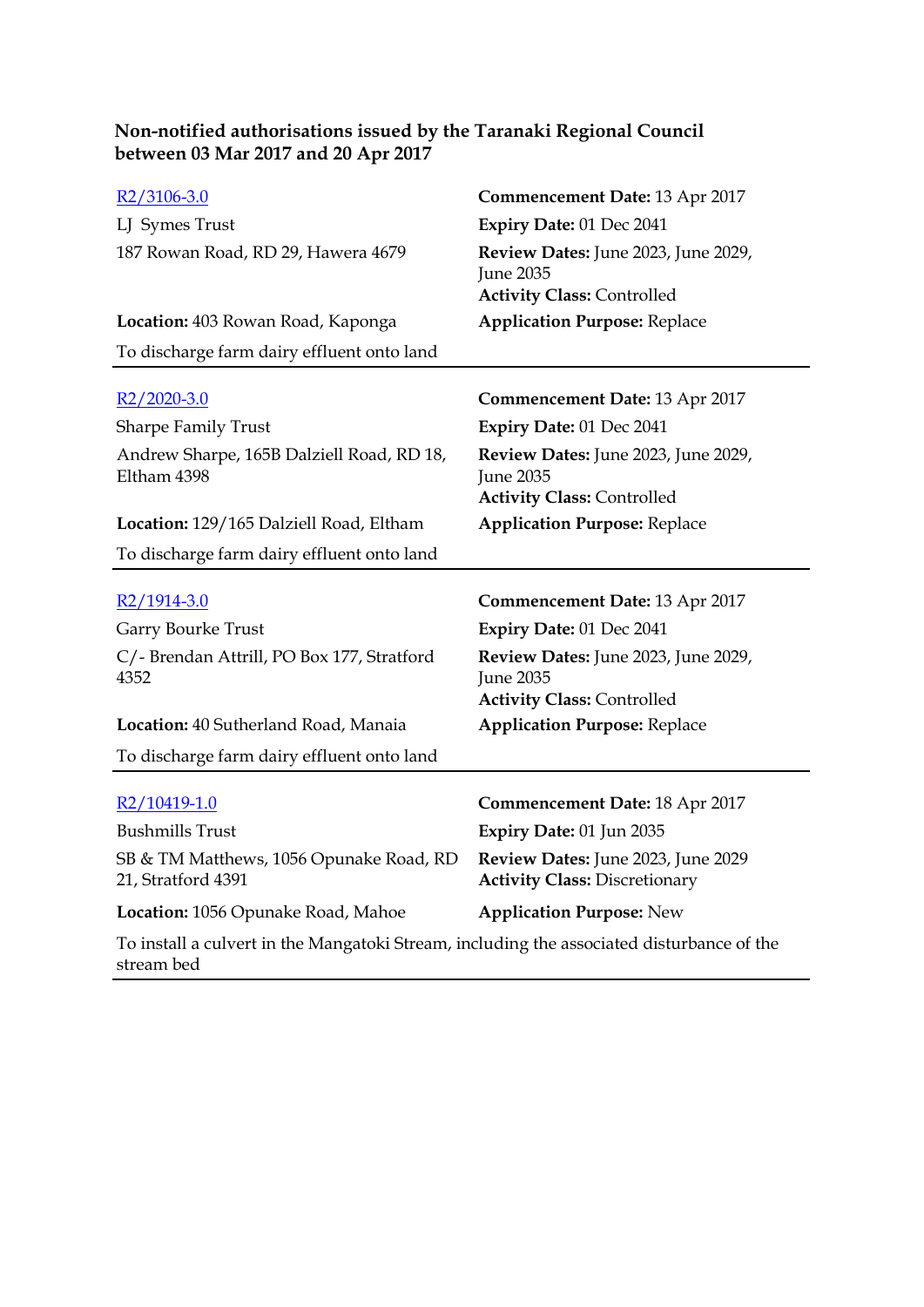**Non-notified authorisations issued by the Taranaki Regional Council between 03 Mar 2017 and 20 Apr 2017**

R2/3106-3.0
LJ Symes Trust
187 Rowan Road, RD 29, Hawera 4679
**Location:** 403 Rowan Road, Kaponga
To discharge farm dairy effluent onto land

**Commencement Date:** 13 Apr 2017
**Expiry Date:** 01 Dec 2041
**Review Dates:** June 2023, June 2029, June 2035
**Activity Class:** Controlled
**Application Purpose:** Replace

---

R2/2020-3.0
Sharpe Family Trust
Andrew Sharpe, 165B Dalziell Road, RD 18, Eltham 4398
**Location:** 129/165 Dalziell Road, Eltham
To discharge farm dairy effluent onto land

**Commencement Date:** 13 Apr 2017
**Expiry Date:** 01 Dec 2041
**Review Dates:** June 2023, June 2029, June 2035
**Activity Class:** Controlled
**Application Purpose:** Replace

---

R2/1914-3.0
Garry Bourke Trust
C/- Brendan Attrill, PO Box 177, Stratford 4352
**Location:** 40 Sutherland Road, Manaia
To discharge farm dairy effluent onto land

**Commencement Date:** 13 Apr 2017
**Expiry Date:** 01 Dec 2041
**Review Dates:** June 2023, June 2029, June 2035
**Activity Class:** Controlled
**Application Purpose:** Replace

---

R2/10419-1.0
Bushmills Trust
SB & TM Matthews, 1056 Opunake Road, RD 21, Stratford 4391
**Location:** 1056 Opunake Road, Mahoe
To install a culvert in the Mangatoki Stream, including the associated disturbance of the stream bed

**Commencement Date:** 18 Apr 2017
**Expiry Date:** 01 Jun 2035
**Review Dates:** June 2023, June 2029
**Activity Class:** Discretionary
**Application Purpose:** New

---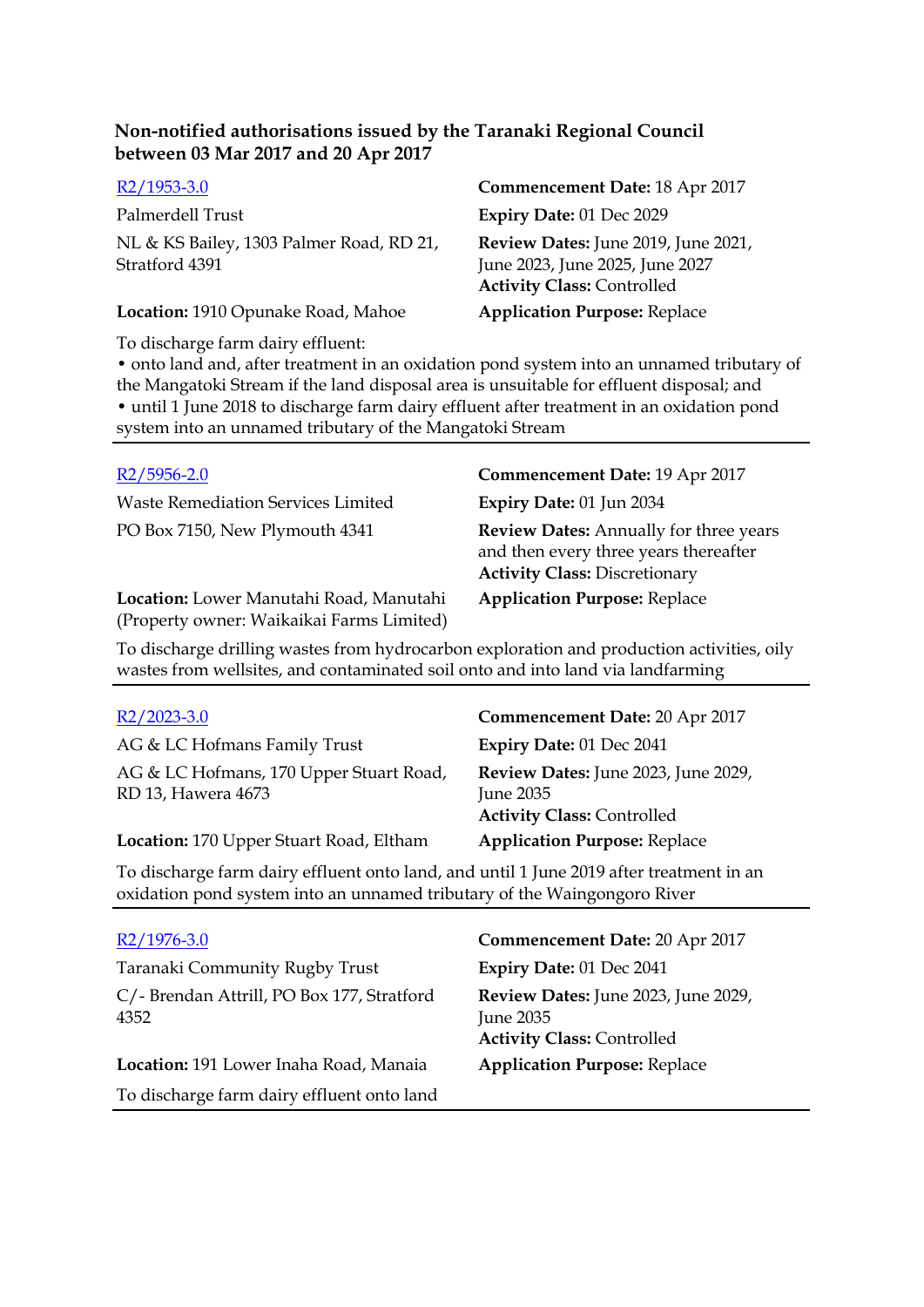**Non-notified authorisations issued by the Taranaki Regional Council between 03 Mar 2017 and 20 Apr 2017**

[R2/1953-3.0]

Palmerdell Trust

NL & KS Bailey, 1303 Palmer Road, RD 21, Stratford 4391

**Location:** 1910 Opunake Road, Mahoe

**Commencement Date:** 18 Apr 2017

**Expiry Date:** 01 Dec 2029

**Review Dates:** June 2019, June 2021, June 2023, June 2025, June 2027

**Activity Class:** Controlled

**Application Purpose:** Replace

To discharge farm dairy effluent:
- onto land and, after treatment in an oxidation pond system into an unnamed tributary of the Mangatoki Stream if the land disposal area is unsuitable for effluent disposal; and
- until 1 June 2018 to discharge farm dairy effluent after treatment in an oxidation pond system into an unnamed tributary of the Mangatoki Stream

---

[R2/5956-2.0]

Waste Remediation Services Limited

PO Box 7150, New Plymouth 4341

**Location:** Lower Manutahi Road, Manutahi (Property owner: Waikaikai Farms Limited)

**Commencement Date:** 19 Apr 2017

**Expiry Date:** 01 Jun 2034

**Review Dates:** Annually for three years and then every three years thereafter

**Activity Class:** Discretionary

**Application Purpose:** Replace

To discharge drilling wastes from hydrocarbon exploration and production activities, oily wastes from wellsites, and contaminated soil onto and into land via landfarming

---

[R2/2023-3.0]

AG & LC Hofmans Family Trust

AG & LC Hofmans, 170 Upper Stuart Road, RD 13, Hawera 4673

**Location:** 170 Upper Stuart Road, Eltham

**Commencement Date:** 20 Apr 2017

**Expiry Date:** 01 Dec 2041

**Review Dates:** June 2023, June 2029, June 2035

**Activity Class:** Controlled

**Application Purpose:** Replace

To discharge farm dairy effluent onto land, and until 1 June 2019 after treatment in an oxidation pond system into an unnamed tributary of the Waingongoro River

---

[R2/1976-3.0]

Taranaki Community Rugby Trust

C/- Brendan Attrill, PO Box 177, Stratford 4352

**Location:** 191 Lower Inaha Road, Manaia

**Commencement Date:** 20 Apr 2017

**Expiry Date:** 01 Dec 2041

**Review Dates:** June 2023, June 2029, June 2035

**Activity Class:** Controlled

**Application Purpose:** Replace

To discharge farm dairy effluent onto land

---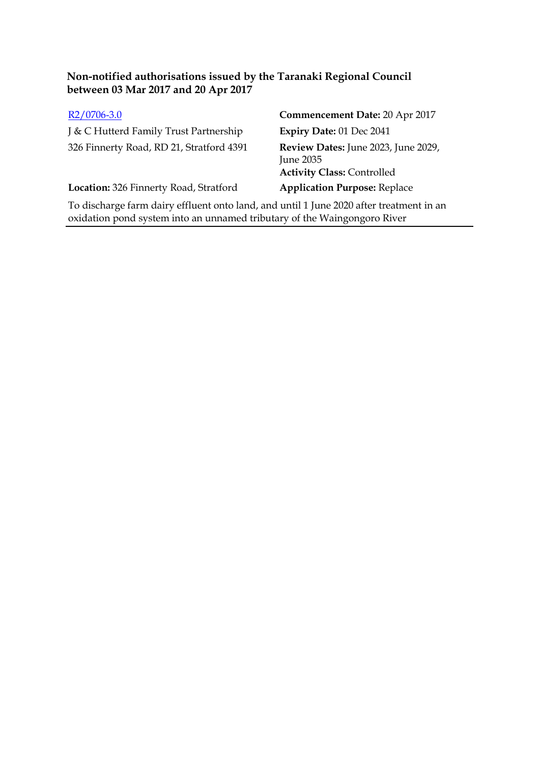**Non-notified authorisations issued by the Taranaki Regional Council between 03 Mar 2017 and 20 Apr 2017**

| | |
|---|---|
| [R2/0706-3.0]() | **Commencement Date:** 20 Apr 2017 |
| J & C Hutterd Family Trust Partnership | **Expiry Date:** 01 Dec 2041 |
| 326 Finnerty Road, RD 21, Stratford 4391 | **Review Dates:** June 2023, June 2029, June 2035<br>**Activity Class:** Controlled |
| **Location:** 326 Finnerty Road, Stratford | **Application Purpose:** Replace |

To discharge farm dairy effluent onto land, and until 1 June 2020 after treatment in an oxidation pond system into an unnamed tributary of the Waingongoro River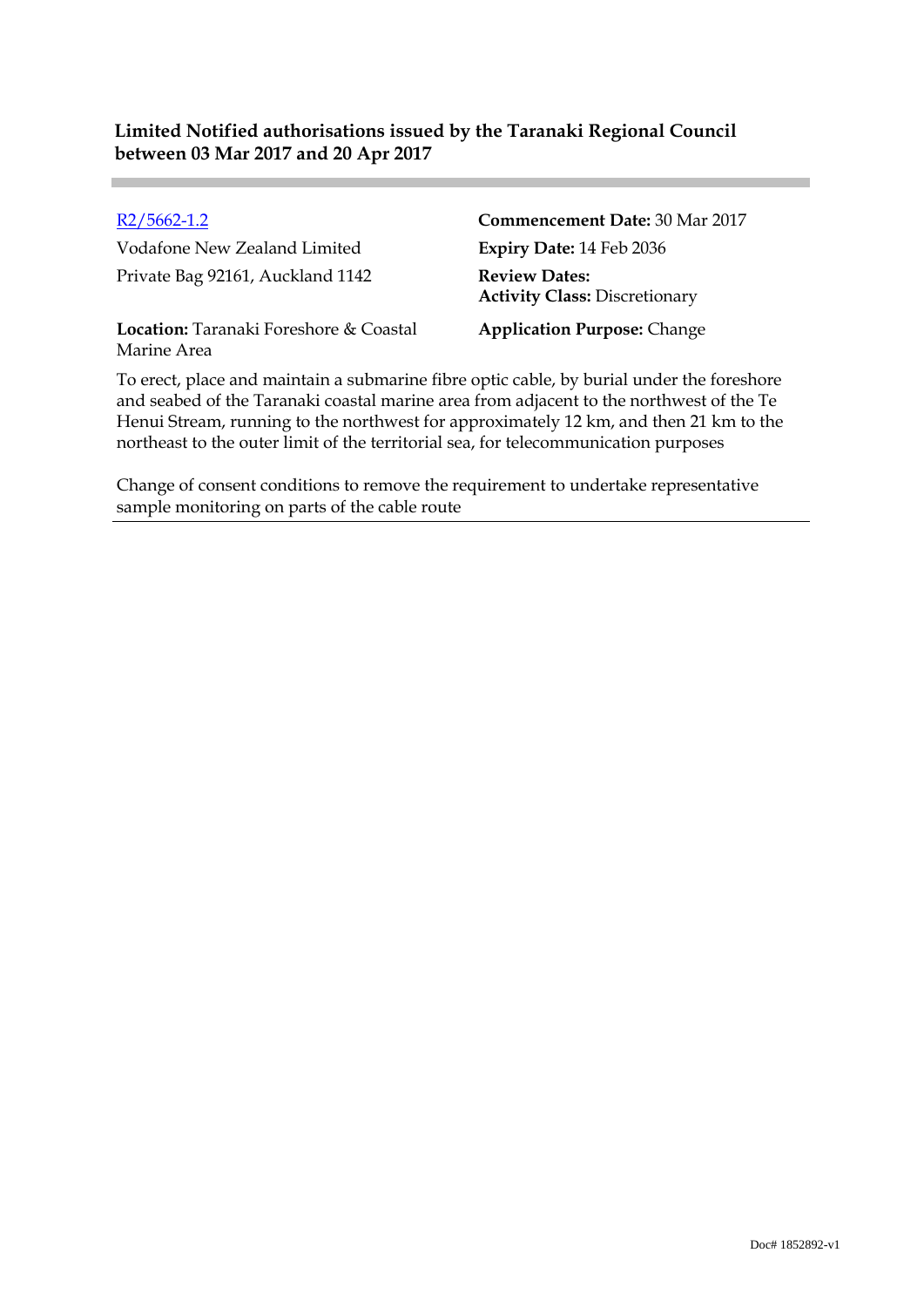**Limited Notified authorisations issued by the Taranaki Regional Council between 03 Mar 2017 and 20 Apr 2017**

---

R2/5662-1.2

Vodafone New Zealand Limited
Private Bag 92161, Auckland 1142

**Commencement Date:** 30 Mar 2017
**Expiry Date:** 14 Feb 2036
**Review Dates:**
**Activity Class:** Discretionary

**Location:** Taranaki Foreshore & Coastal Marine Area

**Application Purpose:** Change

To erect, place and maintain a submarine fibre optic cable, by burial under the foreshore and seabed of the Taranaki coastal marine area from adjacent to the northwest of the Te Henui Stream, running to the northwest for approximately 12 km, and then 21 km to the northeast to the outer limit of the territorial sea, for telecommunication purposes

Change of consent conditions to remove the requirement to undertake representative sample monitoring on parts of the cable route

---

Doc# 1852892-v1